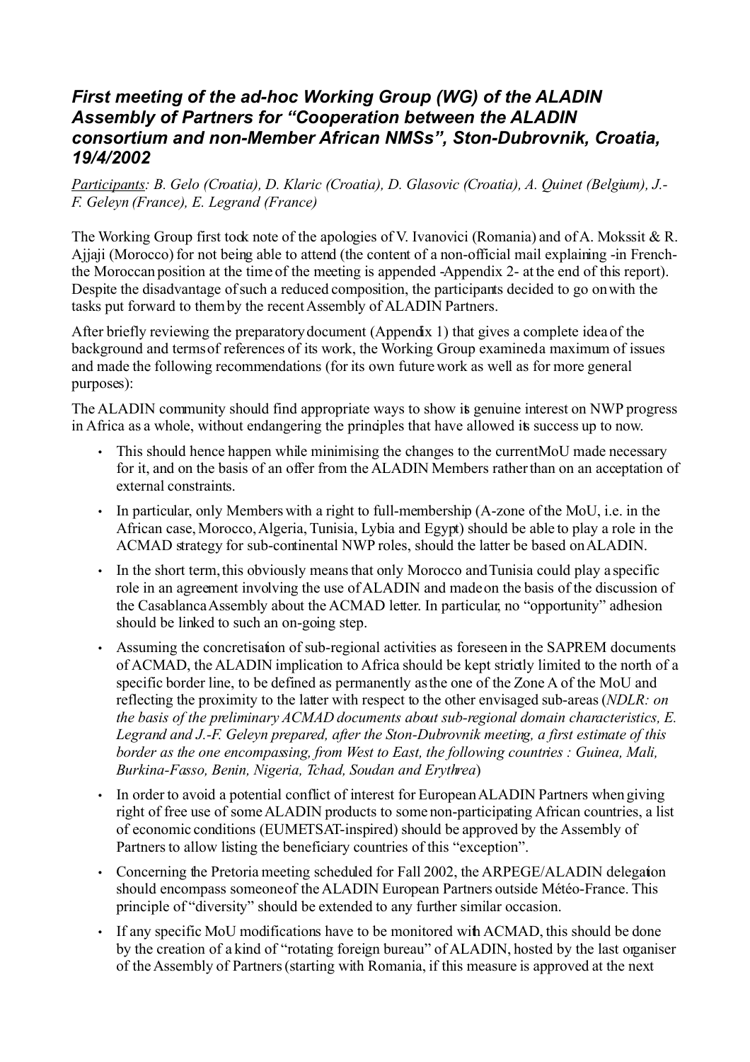## *First meeting of the ad-hoc Working Group (WG) of the ALADIN Assembly of Partners for "Cooperation between the ALADIN consortium and non-Member African NMSs", Ston-Dubrovnik, Croatia, 19/4/2002*

*Participants: B. Gelo (Croatia), D. Klaric (Croatia), D. Glasovic (Croatia), A. Quinet (Belgium), J.-F. Geleyn (France), E. Legrand (France)*

The Working Group first took note of the apologies of V. Ivanovici (Romania) and of A. Mokssit & R. Ajjaji (Morocco) for not being able to attend (the content of a non-official mail explaining -in French- the Moroccan position at the time of the meeting is appended -Appendix 2- at the end of this report). Despite the disadvantage of such a reduced composition, the participants decided to go on with the tasks put forward to them by the recent Assembly of ALADIN Partners.

After briefly reviewing the preparatory document (Appendix 1) that gives a complete idea of the background and terms of references of its work, the Working Group examined a maximum of issues and made the following recommendations (for its own future work as well as for more general purposes):

The ALADIN community should find appropriate ways to show its genuine interest on NWP progress in Africa as a whole, without endangering the principles that have allowed its success up to now.

- This should hence happen while minimising the changes to the current MoU made necessary for it, and on the basis of an offer from the ALADIN Members rather than on an acceptation of external constraints.
- In particular, only Members with a right to full-membership (A-zone of the MoU, i.e. in the African case, Morocco, Algeria, Tunisia, Lybia and Egypt) should be able to play a role in the ACMAD strategy for sub-continental NWP roles, should the latter be based on ALADIN.
- In the short term, this obviously means that only Morocco and Tunisia could play a specific role in an agreement involving the use of ALADIN and made on the basis of the discussion of the Casablanca Assembly about the ACMAD letter. In particular, no "opportunity" adhesion should be linked to such an on-going step.
- Assuming the concretisation of sub-regional activities as foreseen in the SAPREM documents of ACMAD, the ALADIN implication to Africa should be kept strictly limited to the north of a specific border line, to be defined as permanently as the one of the Zone A of the MoU and reflecting the proximity to the latter with respect to the other envisaged sub-areas (*NDLR: on the basis of the preliminary ACMAD documents about sub-regional domain characteristics, E. Legrand and J.-F. Geleyn prepared, after the Ston-Dubrovnik meeting, a first estimate of this border as the one encompassing, from West to East, the following countries : Guinea, Mali, Burkina-Fasso, Benin, Nigeria, Tchad, Soudan and Erythrea*)
- In order to avoid a potential conflict of interest for European ALADIN Partners when giving right of free use of some ALADIN products to some non-participating African countries, a list of economic conditions (EUMETSAT-inspired) should be approved by the Assembly of Partners to allow listing the beneficiary countries of this "exception".
- Concerning the Pretoria meeting scheduled for Fall 2002, the ARPEGE/ALADIN delegation should encompass someone of the ALADIN European Partners outside Météo-France. This principle of "diversity" should be extended to any further similar occasion.
- If any specific MoU modifications have to be monitored with ACMAD, this should be done by the creation of a kind of "rotating foreign bureau" of ALADIN, hosted by the last organiser of the Assembly of Partners (starting with Romania, if this measure is approved at the next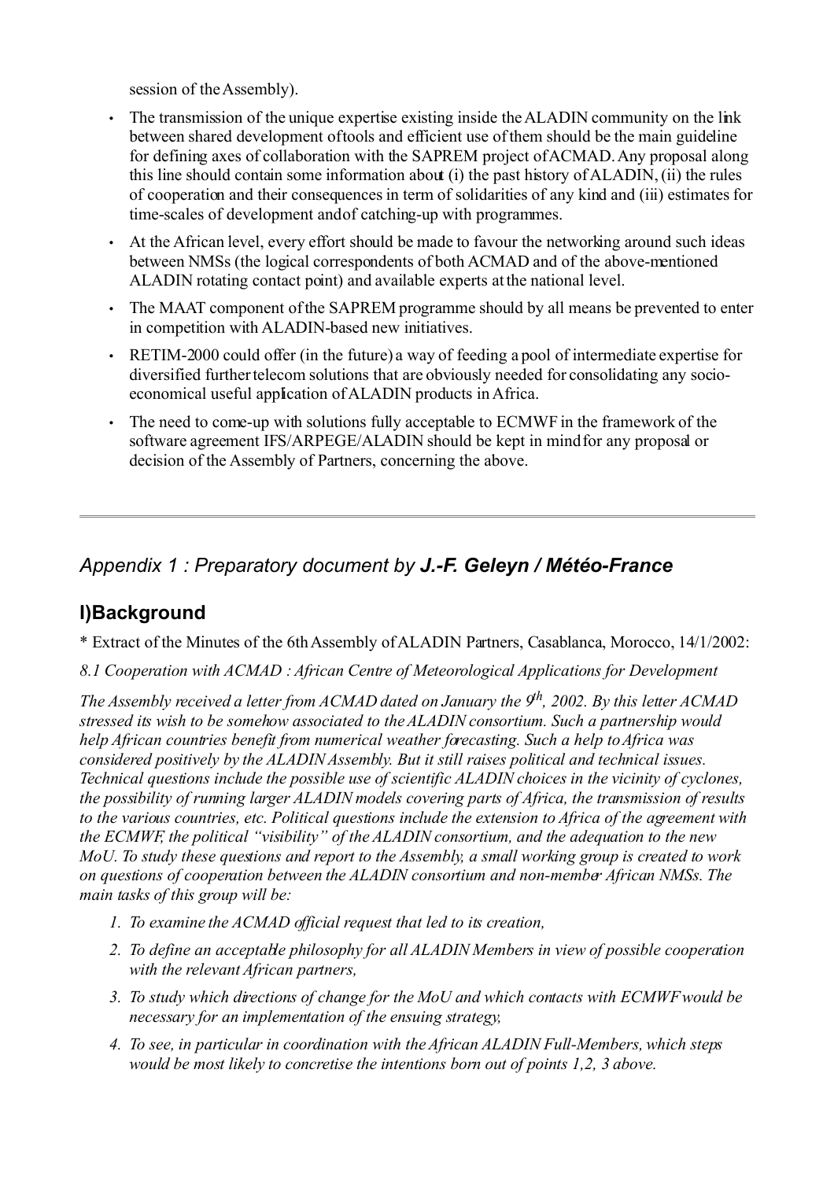session of the Assembly).

- The transmission of the unique expertise existing inside the ALADIN community on the link between shared development of tools and efficient use of them should be the main guideline for defining axes of collaboration with the SAPREM project of ACMAD. Any proposal along this line should contain some information about (i) the past history of ALADIN, (ii) the rules of cooperation and their consequences in term of solidarities of any kind and (iii) estimates for time-scales of development and of catching-up with programmes.
- At the African level, every effort should be made to favour the networking around such ideas between NMSs (the logical correspondents of both ACMAD and of the above-mentioned ALADIN rotating contact point) and available experts at the national level.
- The MAAT component of the SAPREM programme should by all means be prevented to enter in competition with ALADIN-based new initiatives.
- RETIM-2000 could offer (in the future) a way of feeding a pool of intermediate expertise for diversified further telecom solutions that are obviously needed for consolidating any socio-economical useful application of ALADIN products in Africa.
- The need to come-up with solutions fully acceptable to ECMWF in the framework of the software agreement IFS/ARPEGE/ALADIN should be kept in mind for any proposal or decision of the Assembly of Partners, concerning the above.

---

## *Appendix 1 : Preparatory document by **J.-F. Geleyn / Météo-France***

## I)Background

* Extract of the Minutes of the 6th Assembly of ALADIN Partners, Casablanca, Morocco, 14/1/2002:

*8.1 Cooperation with ACMAD : African Centre of Meteorological Applications for Development*

*The Assembly received a letter from ACMAD dated on January the 9th, 2002. By this letter ACMAD stressed its wish to be somehow associated to the ALADIN consortium. Such a partnership would help African countries benefit from numerical weather forecasting. Such a help to Africa was considered positively by the ALADIN Assembly. But it still raises political and technical issues. Technical questions include the possible use of scientific ALADIN choices in the vicinity of cyclones, the possibility of running larger ALADIN models covering parts of Africa, the transmission of results to the various countries, etc. Political questions include the extension to Africa of the agreement with the ECMWF, the political "visibility" of the ALADIN consortium, and the adequation to the new MoU. To study these questions and report to the Assembly, a small working group is created to work on questions of cooperation between the ALADIN consortium and non-member African NMSs. The main tasks of this group will be:*

1. *To examine the ACMAD official request that led to its creation,*
2. *To define an acceptable philosophy for all ALADIN Members in view of possible cooperation with the relevant African partners,*
3. *To study which directions of change for the MoU and which contacts with ECMWF would be necessary for an implementation of the ensuing strategy,*
4. *To see, in particular in coordination with the African ALADIN Full-Members, which steps would be most likely to concretise the intentions born out of points 1,2, 3 above.*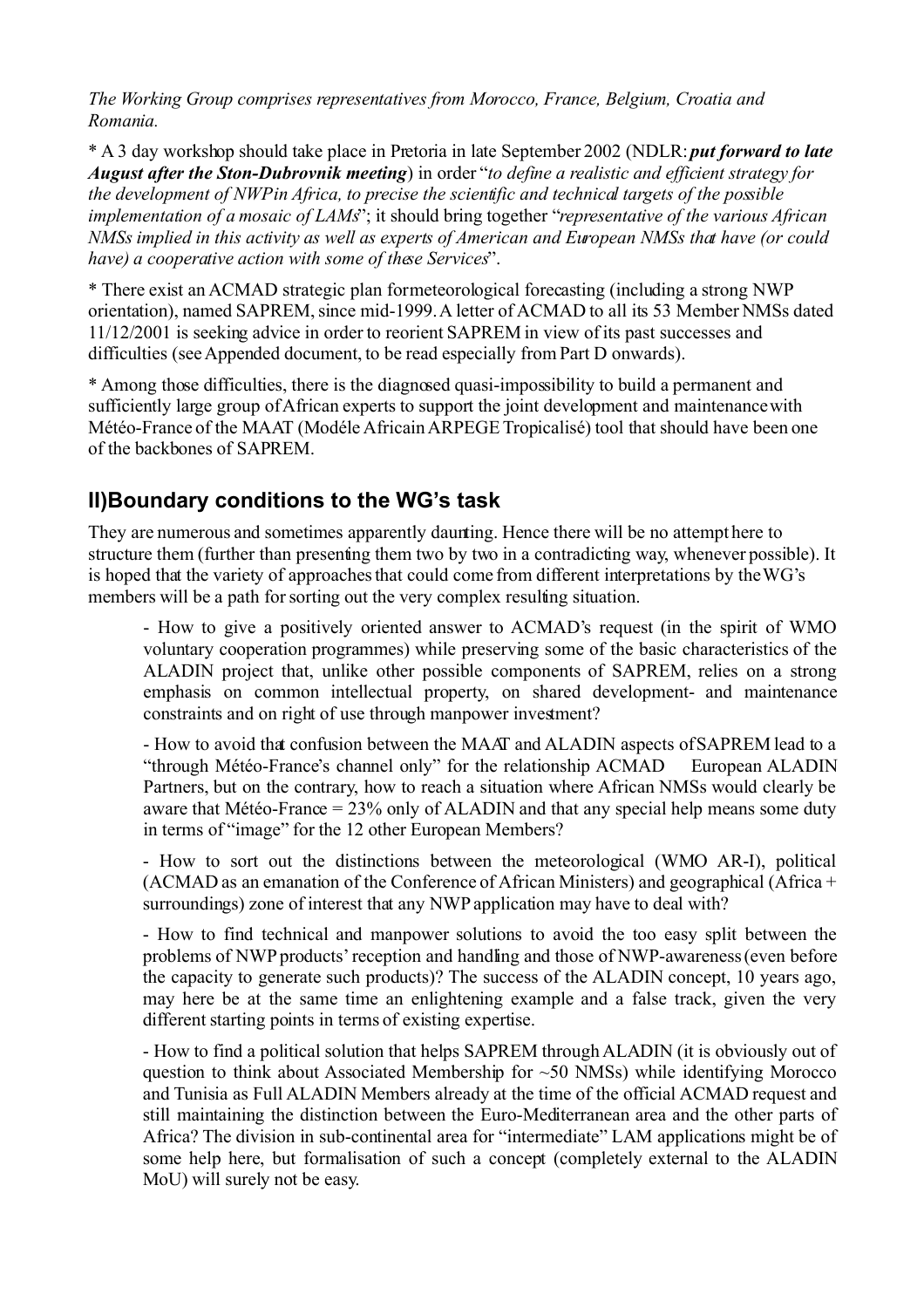*The Working Group comprises representatives from Morocco, France, Belgium, Croatia and Romania.*

* A 3 day workshop should take place in Pretoria in late September 2002 (NDLR: ***put forward to late August after the Ston-Dubrovnik meeting***) in order "*to define a realistic and efficient strategy for the development of NWP in Africa, to precise the scientific and technical targets of the possible implementation of a mosaic of LAMs*"; it should bring together "*representative of the various African NMSs implied in this activity as well as experts of American and European NMSs that have (or could have) a cooperative action with some of these Services*".

* There exist an ACMAD strategic plan for meteorological forecasting (including a strong NWP orientation), named SAPREM, since mid-1999. A letter of ACMAD to all its 53 Member NMSs dated 11/12/2001 is seeking advice in order to reorient SAPREM in view of its past successes and difficulties (see Appended document, to be read especially from Part D onwards).

* Among those difficulties, there is the diagnosed quasi-impossibility to build a permanent and sufficiently large group of African experts to support the joint development and maintenance with Météo-France of the MAAT (Modéle Africain ARPEGE Tropicalisé) tool that should have been one of the backbones of SAPREM.

## II) Boundary conditions to the WG's task

They are numerous and sometimes apparently daunting. Hence there will be no attempt here to structure them (further than presenting them two by two in a contradicting way, whenever possible). It is hoped that the variety of approaches that could come from different interpretations by the WG's members will be a path for sorting out the very complex resulting situation.

- How to give a positively oriented answer to ACMAD's request (in the spirit of WMO voluntary cooperation programmes) while preserving some of the basic characteristics of the ALADIN project that, unlike other possible components of SAPREM, relies on a strong emphasis on common intellectual property, on shared development- and maintenance constraints and on right of use through manpower investment?

- How to avoid that confusion between the MAAT and ALADIN aspects of SAPREM lead to a "through Météo-France's channel only" for the relationship ACMAD European ALADIN Partners, but on the contrary, how to reach a situation where African NMSs would clearly be aware that Météo-France = 23% only of ALADIN and that any special help means some duty in terms of "image" for the 12 other European Members?

- How to sort out the distinctions between the meteorological (WMO AR-I), political (ACMAD as an emanation of the Conference of African Ministers) and geographical (Africa + surroundings) zone of interest that any NWP application may have to deal with?

- How to find technical and manpower solutions to avoid the too easy split between the problems of NWP products' reception and handling and those of NWP-awareness (even before the capacity to generate such products)? The success of the ALADIN concept, 10 years ago, may here be at the same time an enlightening example and a false track, given the very different starting points in terms of existing expertise.

- How to find a political solution that helps SAPREM through ALADIN (it is obviously out of question to think about Associated Membership for ~50 NMSs) while identifying Morocco and Tunisia as Full ALADIN Members already at the time of the official ACMAD request and still maintaining the distinction between the Euro-Mediterranean area and the other parts of Africa? The division in sub-continental area for "intermediate" LAM applications might be of some help here, but formalisation of such a concept (completely external to the ALADIN MoU) will surely not be easy.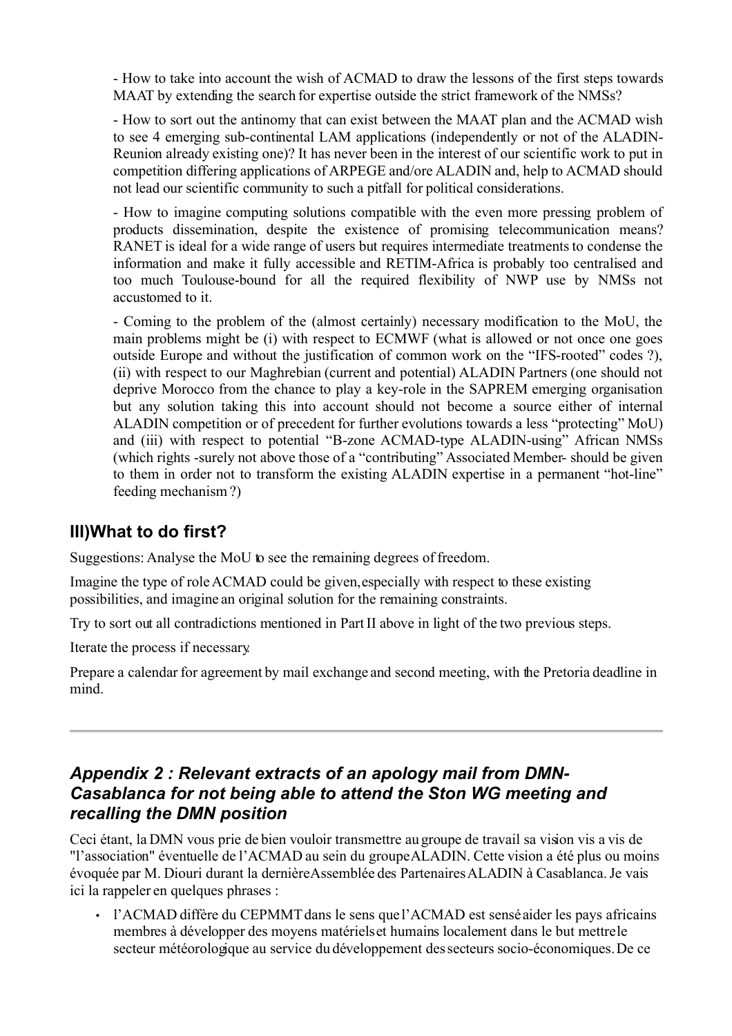- How to take into account the wish of ACMAD to draw the lessons of the first steps towards MAAT by extending the search for expertise outside the strict framework of the NMSs?

- How to sort out the antinomy that can exist between the MAAT plan and the ACMAD wish to see 4 emerging sub-continental LAM applications (independently or not of the ALADIN-Reunion already existing one)? It has never been in the interest of our scientific work to put in competition differing applications of ARPEGE and/ore ALADIN and, help to ACMAD should not lead our scientific community to such a pitfall for political considerations.

- How to imagine computing solutions compatible with the even more pressing problem of products dissemination, despite the existence of promising telecommunication means? RANET is ideal for a wide range of users but requires intermediate treatments to condense the information and make it fully accessible and RETIM-Africa is probably too centralised and too much Toulouse-bound for all the required flexibility of NWP use by NMSs not accustomed to it.

- Coming to the problem of the (almost certainly) necessary modification to the MoU, the main problems might be (i) with respect to ECMWF (what is allowed or not once one goes outside Europe and without the justification of common work on the "IFS-rooted" codes ?), (ii) with respect to our Maghrebian (current and potential) ALADIN Partners (one should not deprive Morocco from the chance to play a key-role in the SAPREM emerging organisation but any solution taking this into account should not become a source either of internal ALADIN competition or of precedent for further evolutions towards a less "protecting" MoU) and (iii) with respect to potential "B-zone ACMAD-type ALADIN-using" African NMSs (which rights -surely not above those of a "contributing" Associated Member- should be given to them in order not to transform the existing ALADIN expertise in a permanent "hot-line" feeding mechanism ?)

## III)What to do first?

Suggestions: Analyse the MoU to see the remaining degrees of freedom.

Imagine the type of role ACMAD could be given, especially with respect to these existing possibilities, and imagine an original solution for the remaining constraints.

Try to sort out all contradictions mentioned in Part II above in light of the two previous steps.

Iterate the process if necessary.

Prepare a calendar for agreement by mail exchange and second meeting, with the Pretoria deadline in mind.

---

## *Appendix 2 : Relevant extracts of an apology mail from DMN-Casablanca for not being able to attend the Ston WG meeting and recalling the DMN position*

Ceci étant, la DMN vous prie de bien vouloir transmettre au groupe de travail sa vision vis a vis de "l'association" éventuelle de l'ACMAD au sein du groupe ALADIN. Cette vision a été plus ou moins évoquée par M. Diouri durant la dernière Assemblée des Partenaires ALADIN à Casablanca. Je vais ici la rappeler en quelques phrases :

- l'ACMAD diffère du CEPMMT dans le sens que l'ACMAD est sensé aider les pays africains membres à développer des moyens matériels et humains localement dans le but mettre le secteur météorologique au service du développement des secteurs socio-économiques. De ce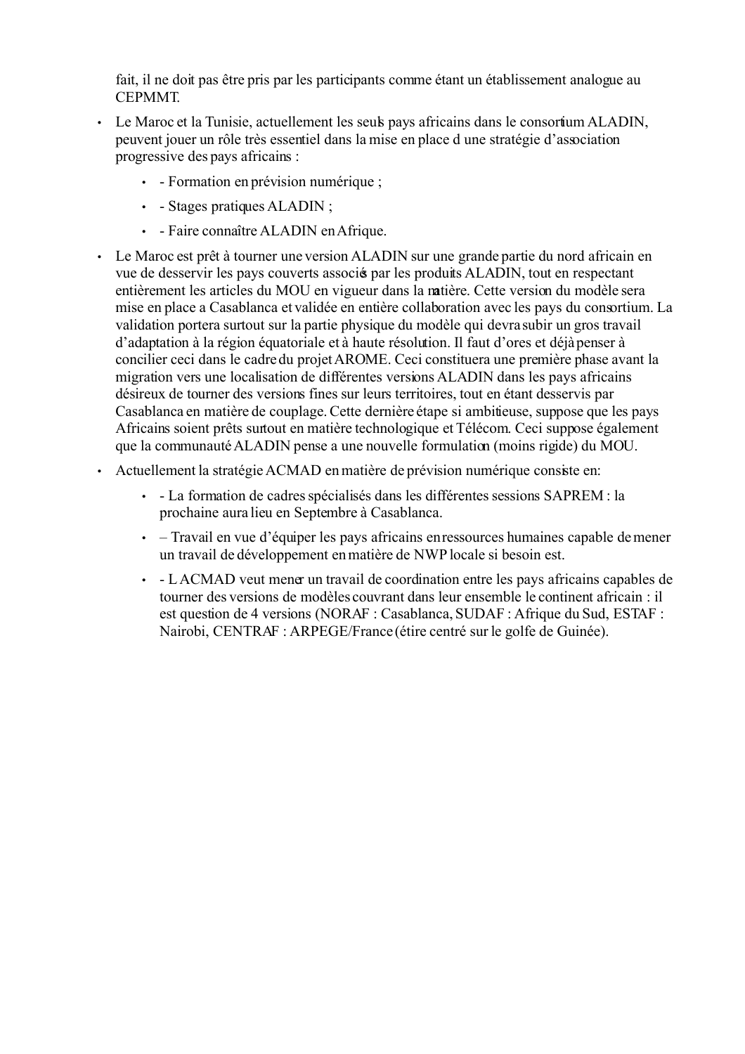fait, il ne doit pas être pris par les participants comme étant un établissement analogue au CEPMMT.

- Le Maroc et la Tunisie, actuellement les seuls pays africains dans le consortium ALADIN, peuvent jouer un rôle très essentiel dans la mise en place d une stratégie d'association progressive des pays africains :
  - - Formation en prévision numérique ;
  - - Stages pratiques ALADIN ;
  - - Faire connaître ALADIN en Afrique.
- Le Maroc est prêt à tourner une version ALADIN sur une grande partie du nord africain en vue de desservir les pays couverts associés par les produits ALADIN, tout en respectant entièrement les articles du MOU en vigueur dans la matière. Cette version du modèle sera mise en place a Casablanca et validée en entière collaboration avec les pays du consortium. La validation portera surtout sur la partie physique du modèle qui devra subir un gros travail d'adaptation à la région équatoriale et à haute résolution. Il faut d'ores et déjà penser à concilier ceci dans le cadre du projet AROME. Ceci constituera une première phase avant la migration vers une localisation de différentes versions ALADIN dans les pays africains désireux de tourner des versions fines sur leurs territoires, tout en étant desservis par Casablanca en matière de couplage. Cette dernière étape si ambitieuse, suppose que les pays Africains soient prêts surtout en matière technologique et Télécom. Ceci suppose également que la communauté ALADIN pense a une nouvelle formulation (moins rigide) du MOU.
- Actuellement la stratégie ACMAD en matière de prévision numérique consiste en:
  - - La formation de cadres spécialisés dans les différentes sessions SAPREM : la prochaine aura lieu en Septembre à Casablanca.
  - – Travail en vue d'équiper les pays africains en ressources humaines capable de mener un travail de développement en matière de NWP locale si besoin est.
  - - L ACMAD veut mener un travail de coordination entre les pays africains capables de tourner des versions de modèles couvrant dans leur ensemble le continent africain : il est question de 4 versions (NORAF : Casablanca, SUDAF : Afrique du Sud, ESTAF : Nairobi, CENTRAF : ARPEGE/France (étire centré sur le golfe de Guinée).